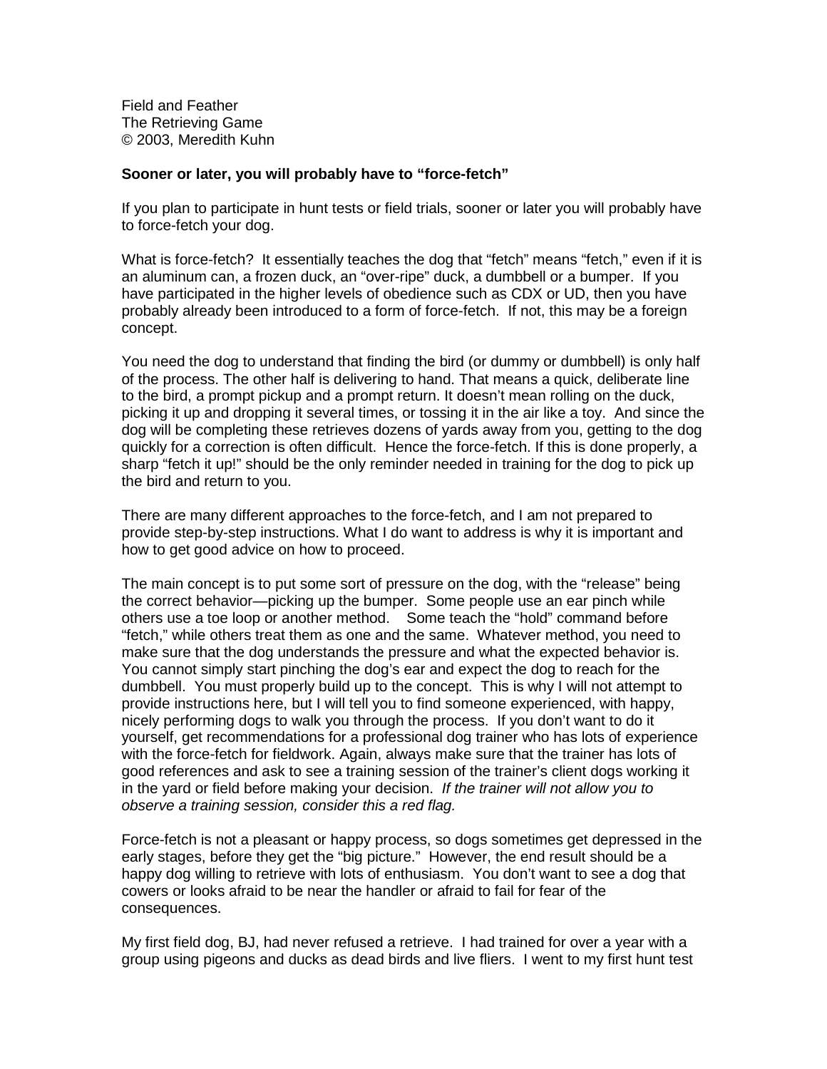Field and Feather
The Retrieving Game
© 2003, Meredith Kuhn

**Sooner or later, you will probably have to "force-fetch"**

If you plan to participate in hunt tests or field trials, sooner or later you will probably have to force-fetch your dog.

What is force-fetch? It essentially teaches the dog that "fetch" means "fetch," even if it is an aluminum can, a frozen duck, an "over-ripe" duck, a dumbbell or a bumper. If you have participated in the higher levels of obedience such as CDX or UD, then you have probably already been introduced to a form of force-fetch. If not, this may be a foreign concept.

You need the dog to understand that finding the bird (or dummy or dumbbell) is only half of the process. The other half is delivering to hand. That means a quick, deliberate line to the bird, a prompt pickup and a prompt return. It doesn't mean rolling on the duck, picking it up and dropping it several times, or tossing it in the air like a toy. And since the dog will be completing these retrieves dozens of yards away from you, getting to the dog quickly for a correction is often difficult. Hence the force-fetch. If this is done properly, a sharp "fetch it up!" should be the only reminder needed in training for the dog to pick up the bird and return to you.

There are many different approaches to the force-fetch, and I am not prepared to provide step-by-step instructions. What I do want to address is why it is important and how to get good advice on how to proceed.

The main concept is to put some sort of pressure on the dog, with the "release" being the correct behavior—picking up the bumper. Some people use an ear pinch while others use a toe loop or another method. Some teach the "hold" command before "fetch," while others treat them as one and the same. Whatever method, you need to make sure that the dog understands the pressure and what the expected behavior is. You cannot simply start pinching the dog's ear and expect the dog to reach for the dumbbell. You must properly build up to the concept. This is why I will not attempt to provide instructions here, but I will tell you to find someone experienced, with happy, nicely performing dogs to walk you through the process. If you don't want to do it yourself, get recommendations for a professional dog trainer who has lots of experience with the force-fetch for fieldwork. Again, always make sure that the trainer has lots of good references and ask to see a training session of the trainer's client dogs working it in the yard or field before making your decision. *If the trainer will not allow you to observe a training session, consider this a red flag.*

Force-fetch is not a pleasant or happy process, so dogs sometimes get depressed in the early stages, before they get the "big picture." However, the end result should be a happy dog willing to retrieve with lots of enthusiasm. You don't want to see a dog that cowers or looks afraid to be near the handler or afraid to fail for fear of the consequences.

My first field dog, BJ, had never refused a retrieve. I had trained for over a year with a group using pigeons and ducks as dead birds and live fliers. I went to my first hunt test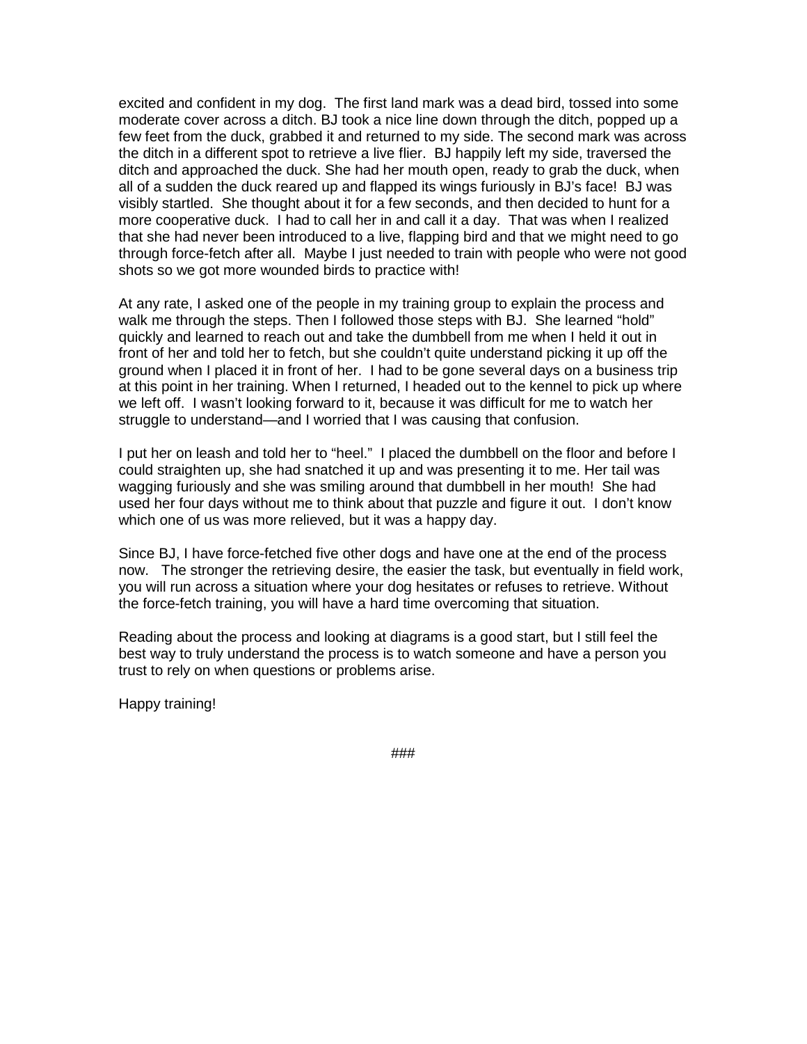excited and confident in my dog. The first land mark was a dead bird, tossed into some moderate cover across a ditch. BJ took a nice line down through the ditch, popped up a few feet from the duck, grabbed it and returned to my side. The second mark was across the ditch in a different spot to retrieve a live flier. BJ happily left my side, traversed the ditch and approached the duck. She had her mouth open, ready to grab the duck, when all of a sudden the duck reared up and flapped its wings furiously in BJ's face! BJ was visibly startled. She thought about it for a few seconds, and then decided to hunt for a more cooperative duck. I had to call her in and call it a day. That was when I realized that she had never been introduced to a live, flapping bird and that we might need to go through force-fetch after all. Maybe I just needed to train with people who were not good shots so we got more wounded birds to practice with!

At any rate, I asked one of the people in my training group to explain the process and walk me through the steps. Then I followed those steps with BJ. She learned "hold" quickly and learned to reach out and take the dumbbell from me when I held it out in front of her and told her to fetch, but she couldn't quite understand picking it up off the ground when I placed it in front of her. I had to be gone several days on a business trip at this point in her training. When I returned, I headed out to the kennel to pick up where we left off. I wasn't looking forward to it, because it was difficult for me to watch her struggle to understand—and I worried that I was causing that confusion.

I put her on leash and told her to "heel." I placed the dumbbell on the floor and before I could straighten up, she had snatched it up and was presenting it to me. Her tail was wagging furiously and she was smiling around that dumbbell in her mouth! She had used her four days without me to think about that puzzle and figure it out. I don't know which one of us was more relieved, but it was a happy day.

Since BJ, I have force-fetched five other dogs and have one at the end of the process now. The stronger the retrieving desire, the easier the task, but eventually in field work, you will run across a situation where your dog hesitates or refuses to retrieve. Without the force-fetch training, you will have a hard time overcoming that situation.

Reading about the process and looking at diagrams is a good start, but I still feel the best way to truly understand the process is to watch someone and have a person you trust to rely on when questions or problems arise.

Happy training!

###